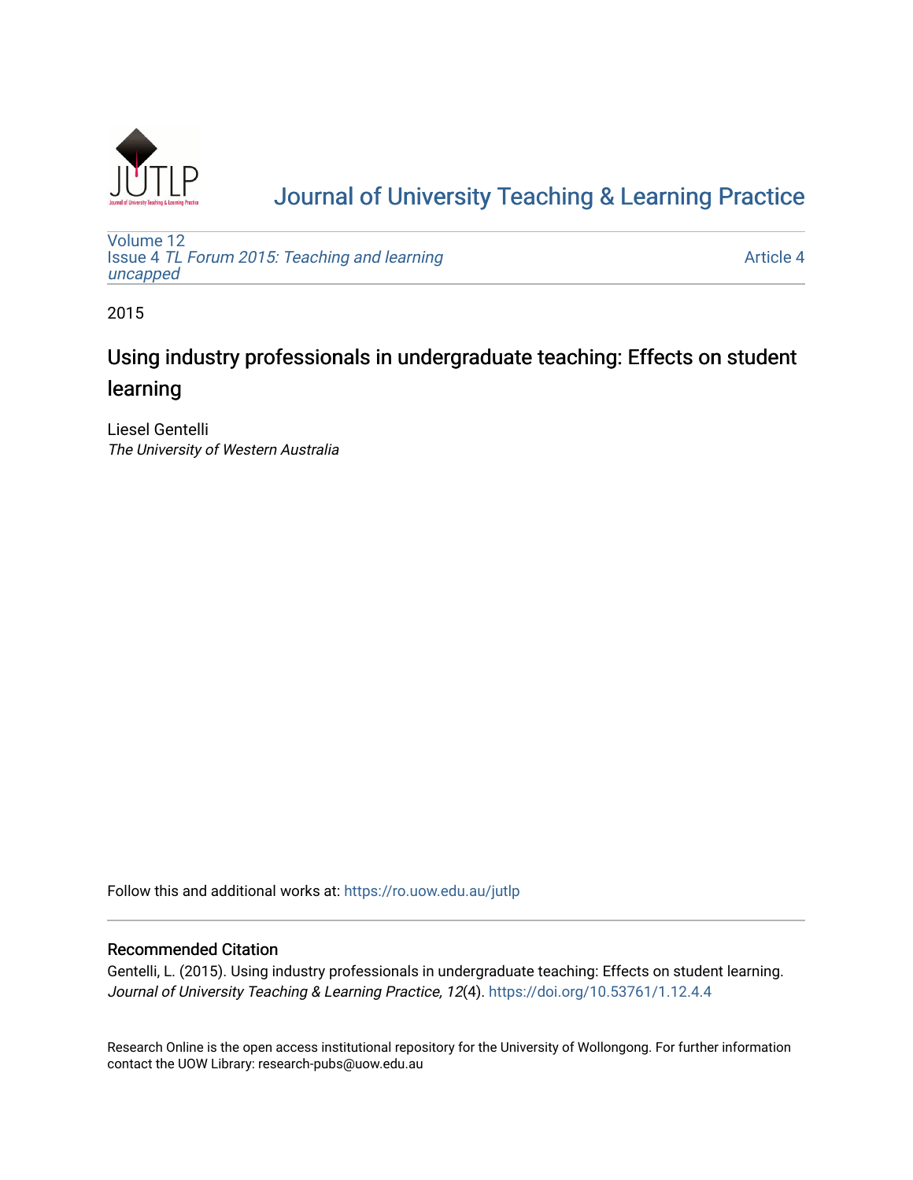# Journal of University Teaching & Learning Practice

Volume 12
Issue 4 *TL Forum 2015: Teaching and learning uncapped*

Article 4

2015

## Using industry professionals in undergraduate teaching: Effects on student learning

Liesel Gentelli
*The University of Western Australia*

Follow this and additional works at: https://ro.uow.edu.au/jutlp

### Recommended Citation

Gentelli, L. (2015). Using industry professionals in undergraduate teaching: Effects on student learning. *Journal of University Teaching & Learning Practice, 12*(4). https://doi.org/10.53761/1.12.4.4

Research Online is the open access institutional repository for the University of Wollongong. For further information contact the UOW Library: research-pubs@uow.edu.au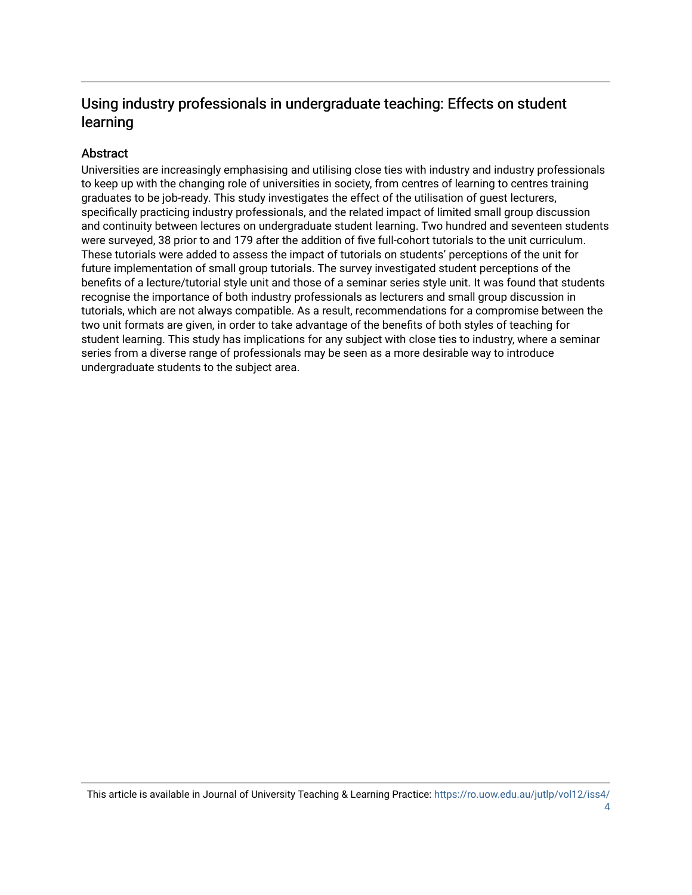## Using industry professionals in undergraduate teaching: Effects on student learning

### Abstract

Universities are increasingly emphasising and utilising close ties with industry and industry professionals to keep up with the changing role of universities in society, from centres of learning to centres training graduates to be job-ready. This study investigates the effect of the utilisation of guest lecturers, specifically practicing industry professionals, and the related impact of limited small group discussion and continuity between lectures on undergraduate student learning. Two hundred and seventeen students were surveyed, 38 prior to and 179 after the addition of five full-cohort tutorials to the unit curriculum. These tutorials were added to assess the impact of tutorials on students' perceptions of the unit for future implementation of small group tutorials. The survey investigated student perceptions of the benefits of a lecture/tutorial style unit and those of a seminar series style unit. It was found that students recognise the importance of both industry professionals as lecturers and small group discussion in tutorials, which are not always compatible. As a result, recommendations for a compromise between the two unit formats are given, in order to take advantage of the benefits of both styles of teaching for student learning. This study has implications for any subject with close ties to industry, where a seminar series from a diverse range of professionals may be seen as a more desirable way to introduce undergraduate students to the subject area.

This article is available in Journal of University Teaching & Learning Practice: https://ro.uow.edu.au/jutlp/vol12/iss4/4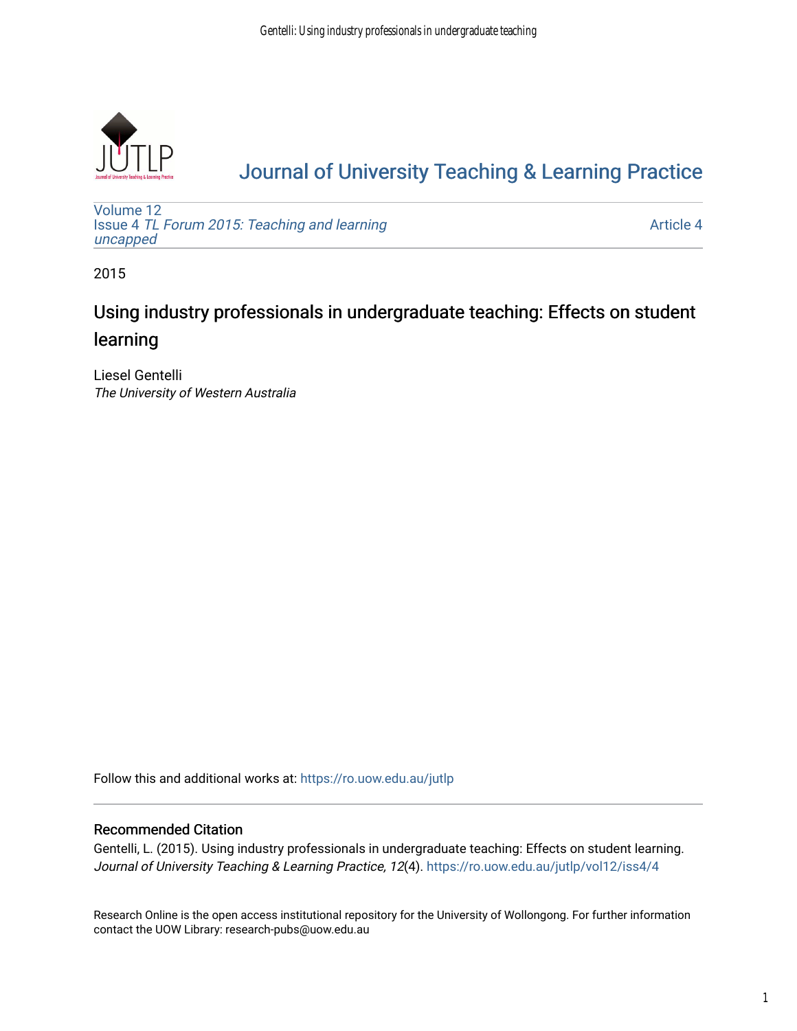[JUTLP](https://ro.uow.edu.au/jutlp)

# [Journal of University Teaching & Learning Practice](https://ro.uow.edu.au/jutlp)

[Volume 12](https://ro.uow.edu.au/jutlp/vol12)
[Issue 4 *TL Forum 2015: Teaching and learning uncapped*](https://ro.uow.edu.au/jutlp/vol12/iss4)

[Article 4](https://ro.uow.edu.au/jutlp/vol12/iss4/4)

2015

## Using industry professionals in undergraduate teaching: Effects on student learning

Liesel Gentelli
*The University of Western Australia*

Follow this and additional works at: https://ro.uow.edu.au/jutlp

### Recommended Citation

Gentelli, L. (2015). Using industry professionals in undergraduate teaching: Effects on student learning. *Journal of University Teaching & Learning Practice, 12*(4). https://ro.uow.edu.au/jutlp/vol12/iss4/4

Research Online is the open access institutional repository for the University of Wollongong. For further information contact the UOW Library: research-pubs@uow.edu.au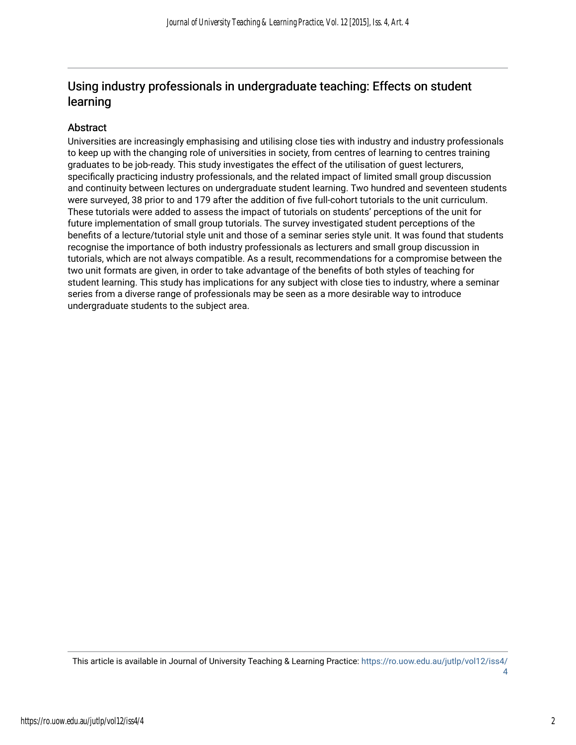## Using industry professionals in undergraduate teaching: Effects on student learning

### Abstract

Universities are increasingly emphasising and utilising close ties with industry and industry professionals to keep up with the changing role of universities in society, from centres of learning to centres training graduates to be job-ready. This study investigates the effect of the utilisation of guest lecturers, specifically practicing industry professionals, and the related impact of limited small group discussion and continuity between lectures on undergraduate student learning. Two hundred and seventeen students were surveyed, 38 prior to and 179 after the addition of five full-cohort tutorials to the unit curriculum. These tutorials were added to assess the impact of tutorials on students' perceptions of the unit for future implementation of small group tutorials. The survey investigated student perceptions of the benefits of a lecture/tutorial style unit and those of a seminar series style unit. It was found that students recognise the importance of both industry professionals as lecturers and small group discussion in tutorials, which are not always compatible. As a result, recommendations for a compromise between the two unit formats are given, in order to take advantage of the benefits of both styles of teaching for student learning. This study has implications for any subject with close ties to industry, where a seminar series from a diverse range of professionals may be seen as a more desirable way to introduce undergraduate students to the subject area.

This article is available in Journal of University Teaching & Learning Practice: https://ro.uow.edu.au/jutlp/vol12/iss4/4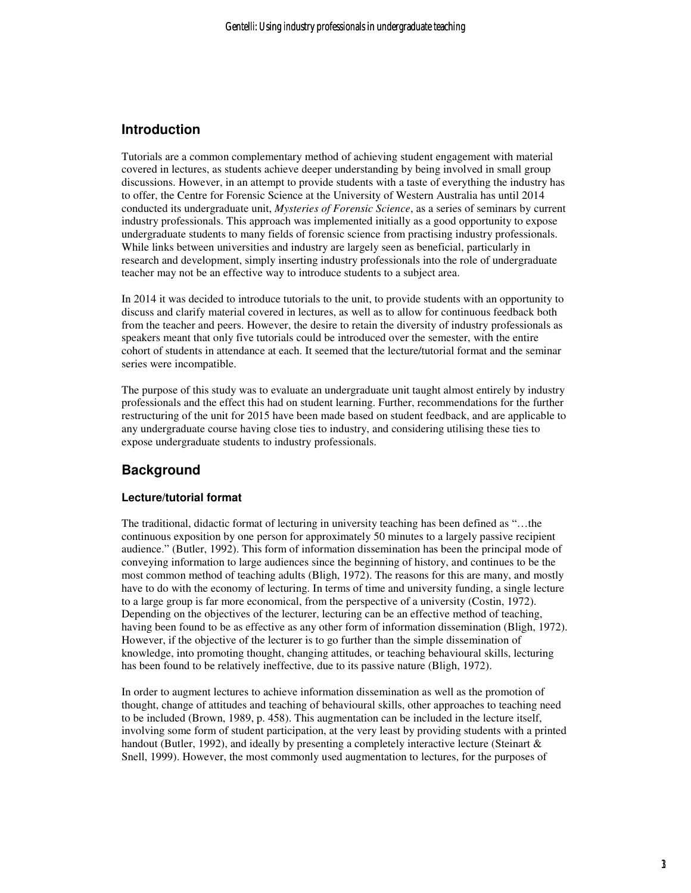## Introduction

Tutorials are a common complementary method of achieving student engagement with material covered in lectures, as students achieve deeper understanding by being involved in small group discussions. However, in an attempt to provide students with a taste of everything the industry has to offer, the Centre for Forensic Science at the University of Western Australia has until 2014 conducted its undergraduate unit, *Mysteries of Forensic Science*, as a series of seminars by current industry professionals. This approach was implemented initially as a good opportunity to expose undergraduate students to many fields of forensic science from practising industry professionals. While links between universities and industry are largely seen as beneficial, particularly in research and development, simply inserting industry professionals into the role of undergraduate teacher may not be an effective way to introduce students to a subject area.

In 2014 it was decided to introduce tutorials to the unit, to provide students with an opportunity to discuss and clarify material covered in lectures, as well as to allow for continuous feedback both from the teacher and peers. However, the desire to retain the diversity of industry professionals as speakers meant that only five tutorials could be introduced over the semester, with the entire cohort of students in attendance at each. It seemed that the lecture/tutorial format and the seminar series were incompatible.

The purpose of this study was to evaluate an undergraduate unit taught almost entirely by industry professionals and the effect this had on student learning. Further, recommendations for the further restructuring of the unit for 2015 have been made based on student feedback, and are applicable to any undergraduate course having close ties to industry, and considering utilising these ties to expose undergraduate students to industry professionals.

## Background

### Lecture/tutorial format

The traditional, didactic format of lecturing in university teaching has been defined as "…the continuous exposition by one person for approximately 50 minutes to a largely passive recipient audience." (Butler, 1992). This form of information dissemination has been the principal mode of conveying information to large audiences since the beginning of history, and continues to be the most common method of teaching adults (Bligh, 1972). The reasons for this are many, and mostly have to do with the economy of lecturing. In terms of time and university funding, a single lecture to a large group is far more economical, from the perspective of a university (Costin, 1972). Depending on the objectives of the lecturer, lecturing can be an effective method of teaching, having been found to be as effective as any other form of information dissemination (Bligh, 1972). However, if the objective of the lecturer is to go further than the simple dissemination of knowledge, into promoting thought, changing attitudes, or teaching behavioural skills, lecturing has been found to be relatively ineffective, due to its passive nature (Bligh, 1972).

In order to augment lectures to achieve information dissemination as well as the promotion of thought, change of attitudes and teaching of behavioural skills, other approaches to teaching need to be included (Brown, 1989, p. 458). This augmentation can be included in the lecture itself, involving some form of student participation, at the very least by providing students with a printed handout (Butler, 1992), and ideally by presenting a completely interactive lecture (Steinart & Snell, 1999). However, the most commonly used augmentation to lectures, for the purposes of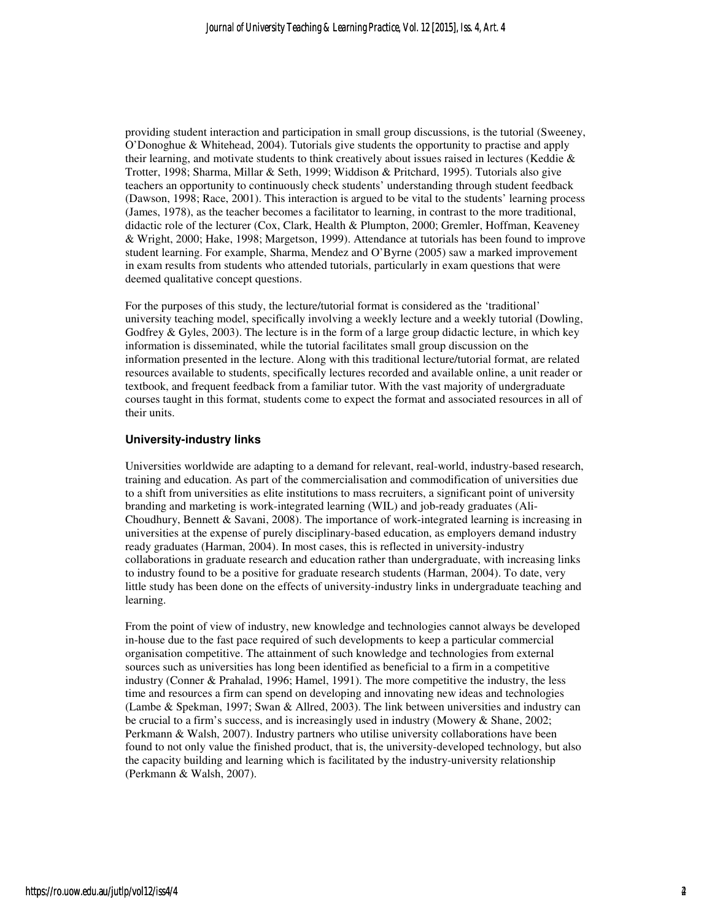providing student interaction and participation in small group discussions, is the tutorial (Sweeney, O'Donoghue & Whitehead, 2004). Tutorials give students the opportunity to practise and apply their learning, and motivate students to think creatively about issues raised in lectures (Keddie & Trotter, 1998; Sharma, Millar & Seth, 1999; Widdison & Pritchard, 1995). Tutorials also give teachers an opportunity to continuously check students' understanding through student feedback (Dawson, 1998; Race, 2001). This interaction is argued to be vital to the students' learning process (James, 1978), as the teacher becomes a facilitator to learning, in contrast to the more traditional, didactic role of the lecturer (Cox, Clark, Health & Plumpton, 2000; Gremler, Hoffman, Keaveney & Wright, 2000; Hake, 1998; Margetson, 1999). Attendance at tutorials has been found to improve student learning. For example, Sharma, Mendez and O'Byrne (2005) saw a marked improvement in exam results from students who attended tutorials, particularly in exam questions that were deemed qualitative concept questions.

For the purposes of this study, the lecture/tutorial format is considered as the 'traditional' university teaching model, specifically involving a weekly lecture and a weekly tutorial (Dowling, Godfrey & Gyles, 2003). The lecture is in the form of a large group didactic lecture, in which key information is disseminated, while the tutorial facilitates small group discussion on the information presented in the lecture. Along with this traditional lecture/tutorial format, are related resources available to students, specifically lectures recorded and available online, a unit reader or textbook, and frequent feedback from a familiar tutor. With the vast majority of undergraduate courses taught in this format, students come to expect the format and associated resources in all of their units.

### University-industry links

Universities worldwide are adapting to a demand for relevant, real-world, industry-based research, training and education. As part of the commercialisation and commodification of universities due to a shift from universities as elite institutions to mass recruiters, a significant point of university branding and marketing is work-integrated learning (WIL) and job-ready graduates (Ali-Choudhury, Bennett & Savani, 2008). The importance of work-integrated learning is increasing in universities at the expense of purely disciplinary-based education, as employers demand industry ready graduates (Harman, 2004). In most cases, this is reflected in university-industry collaborations in graduate research and education rather than undergraduate, with increasing links to industry found to be a positive for graduate research students (Harman, 2004). To date, very little study has been done on the effects of university-industry links in undergraduate teaching and learning.

From the point of view of industry, new knowledge and technologies cannot always be developed in-house due to the fast pace required of such developments to keep a particular commercial organisation competitive. The attainment of such knowledge and technologies from external sources such as universities has long been identified as beneficial to a firm in a competitive industry (Conner & Prahalad, 1996; Hamel, 1991). The more competitive the industry, the less time and resources a firm can spend on developing and innovating new ideas and technologies (Lambe & Spekman, 1997; Swan & Allred, 2003). The link between universities and industry can be crucial to a firm's success, and is increasingly used in industry (Mowery & Shane, 2002; Perkmann & Walsh, 2007). Industry partners who utilise university collaborations have been found to not only value the finished product, that is, the university-developed technology, but also the capacity building and learning which is facilitated by the industry-university relationship (Perkmann & Walsh, 2007).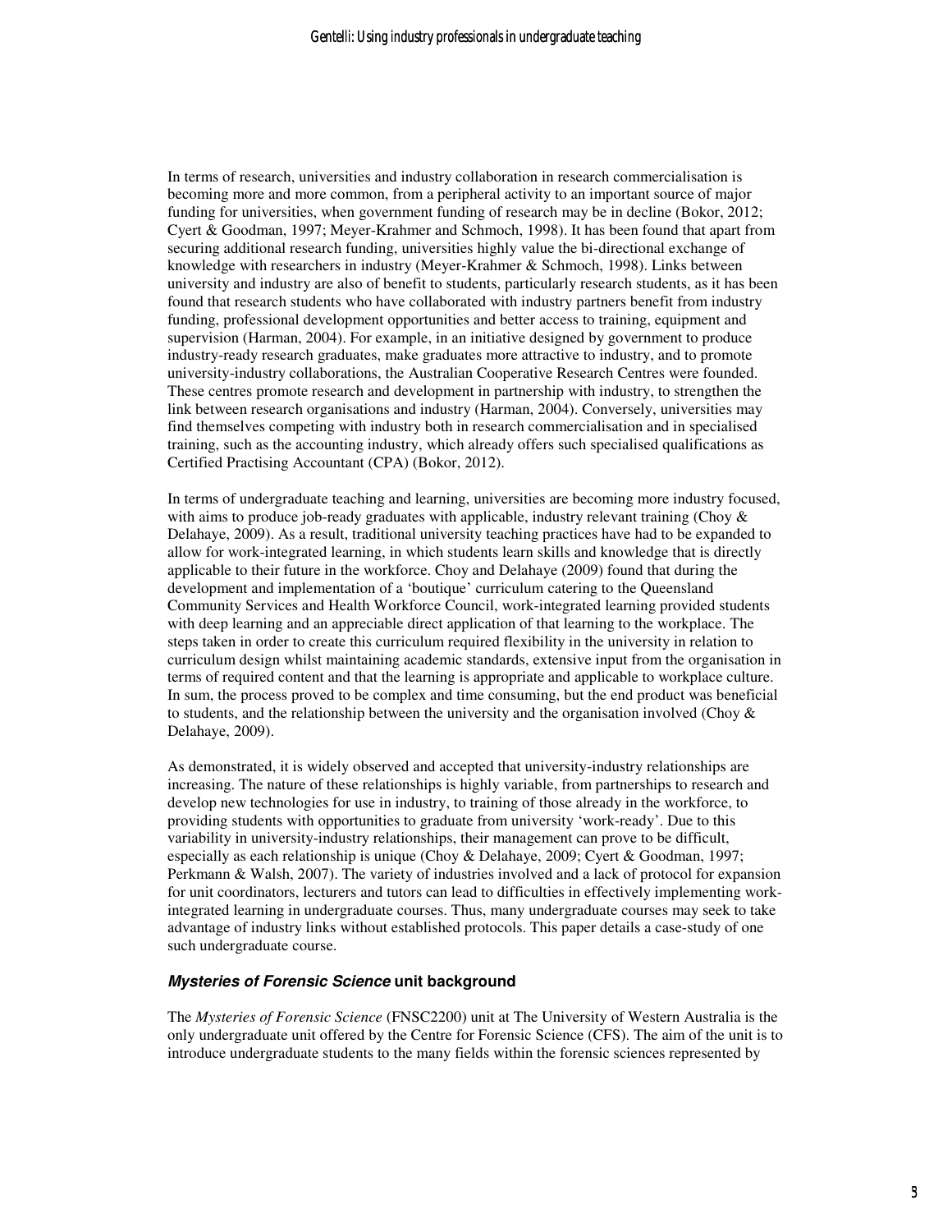In terms of research, universities and industry collaboration in research commercialisation is becoming more and more common, from a peripheral activity to an important source of major funding for universities, when government funding of research may be in decline (Bokor, 2012; Cyert & Goodman, 1997; Meyer-Krahmer and Schmoch, 1998). It has been found that apart from securing additional research funding, universities highly value the bi-directional exchange of knowledge with researchers in industry (Meyer-Krahmer & Schmoch, 1998). Links between university and industry are also of benefit to students, particularly research students, as it has been found that research students who have collaborated with industry partners benefit from industry funding, professional development opportunities and better access to training, equipment and supervision (Harman, 2004). For example, in an initiative designed by government to produce industry-ready research graduates, make graduates more attractive to industry, and to promote university-industry collaborations, the Australian Cooperative Research Centres were founded. These centres promote research and development in partnership with industry, to strengthen the link between research organisations and industry (Harman, 2004). Conversely, universities may find themselves competing with industry both in research commercialisation and in specialised training, such as the accounting industry, which already offers such specialised qualifications as Certified Practising Accountant (CPA) (Bokor, 2012).

In terms of undergraduate teaching and learning, universities are becoming more industry focused, with aims to produce job-ready graduates with applicable, industry relevant training (Choy & Delahaye, 2009). As a result, traditional university teaching practices have had to be expanded to allow for work-integrated learning, in which students learn skills and knowledge that is directly applicable to their future in the workforce. Choy and Delahaye (2009) found that during the development and implementation of a 'boutique' curriculum catering to the Queensland Community Services and Health Workforce Council, work-integrated learning provided students with deep learning and an appreciable direct application of that learning to the workplace. The steps taken in order to create this curriculum required flexibility in the university in relation to curriculum design whilst maintaining academic standards, extensive input from the organisation in terms of required content and that the learning is appropriate and applicable to workplace culture. In sum, the process proved to be complex and time consuming, but the end product was beneficial to students, and the relationship between the university and the organisation involved (Choy & Delahaye, 2009).

As demonstrated, it is widely observed and accepted that university-industry relationships are increasing. The nature of these relationships is highly variable, from partnerships to research and develop new technologies for use in industry, to training of those already in the workforce, to providing students with opportunities to graduate from university 'work-ready'. Due to this variability in university-industry relationships, their management can prove to be difficult, especially as each relationship is unique (Choy & Delahaye, 2009; Cyert & Goodman, 1997; Perkmann & Walsh, 2007). The variety of industries involved and a lack of protocol for expansion for unit coordinators, lecturers and tutors can lead to difficulties in effectively implementing work-integrated learning in undergraduate courses. Thus, many undergraduate courses may seek to take advantage of industry links without established protocols. This paper details a case-study of one such undergraduate course.

### *Mysteries of Forensic Science* unit background

The *Mysteries of Forensic Science* (FNSC2200) unit at The University of Western Australia is the only undergraduate unit offered by the Centre for Forensic Science (CFS). The aim of the unit is to introduce undergraduate students to the many fields within the forensic sciences represented by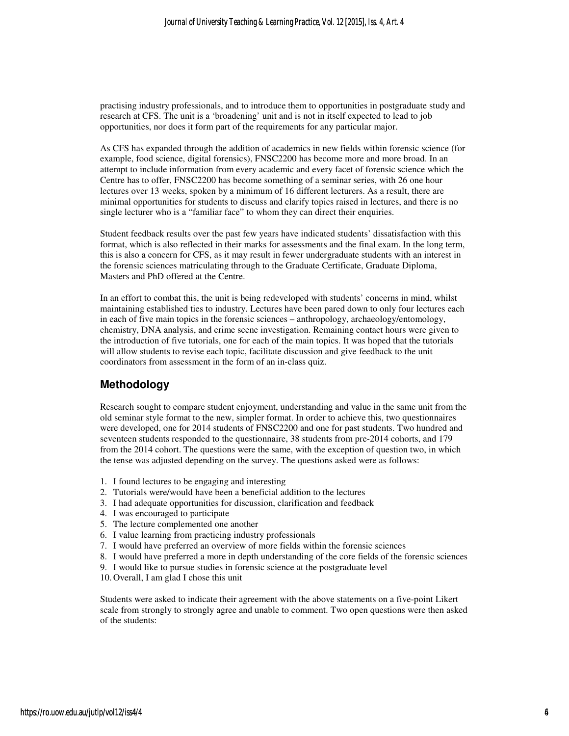practising industry professionals, and to introduce them to opportunities in postgraduate study and research at CFS. The unit is a 'broadening' unit and is not in itself expected to lead to job opportunities, nor does it form part of the requirements for any particular major.

As CFS has expanded through the addition of academics in new fields within forensic science (for example, food science, digital forensics), FNSC2200 has become more and more broad. In an attempt to include information from every academic and every facet of forensic science which the Centre has to offer, FNSC2200 has become something of a seminar series, with 26 one hour lectures over 13 weeks, spoken by a minimum of 16 different lecturers. As a result, there are minimal opportunities for students to discuss and clarify topics raised in lectures, and there is no single lecturer who is a "familiar face" to whom they can direct their enquiries.

Student feedback results over the past few years have indicated students' dissatisfaction with this format, which is also reflected in their marks for assessments and the final exam. In the long term, this is also a concern for CFS, as it may result in fewer undergraduate students with an interest in the forensic sciences matriculating through to the Graduate Certificate, Graduate Diploma, Masters and PhD offered at the Centre.

In an effort to combat this, the unit is being redeveloped with students' concerns in mind, whilst maintaining established ties to industry. Lectures have been pared down to only four lectures each in each of five main topics in the forensic sciences – anthropology, archaeology/entomology, chemistry, DNA analysis, and crime scene investigation. Remaining contact hours were given to the introduction of five tutorials, one for each of the main topics. It was hoped that the tutorials will allow students to revise each topic, facilitate discussion and give feedback to the unit coordinators from assessment in the form of an in-class quiz.

## Methodology

Research sought to compare student enjoyment, understanding and value in the same unit from the old seminar style format to the new, simpler format. In order to achieve this, two questionnaires were developed, one for 2014 students of FNSC2200 and one for past students. Two hundred and seventeen students responded to the questionnaire, 38 students from pre-2014 cohorts, and 179 from the 2014 cohort. The questions were the same, with the exception of question two, in which the tense was adjusted depending on the survey. The questions asked were as follows:

1. I found lectures to be engaging and interesting
2. Tutorials were/would have been a beneficial addition to the lectures
3. I had adequate opportunities for discussion, clarification and feedback
4. I was encouraged to participate
5. The lecture complemented one another
6. I value learning from practicing industry professionals
7. I would have preferred an overview of more fields within the forensic sciences
8. I would have preferred a more in depth understanding of the core fields of the forensic sciences
9. I would like to pursue studies in forensic science at the postgraduate level
10. Overall, I am glad I chose this unit

Students were asked to indicate their agreement with the above statements on a five-point Likert scale from strongly to strongly agree and unable to comment. Two open questions were then asked of the students: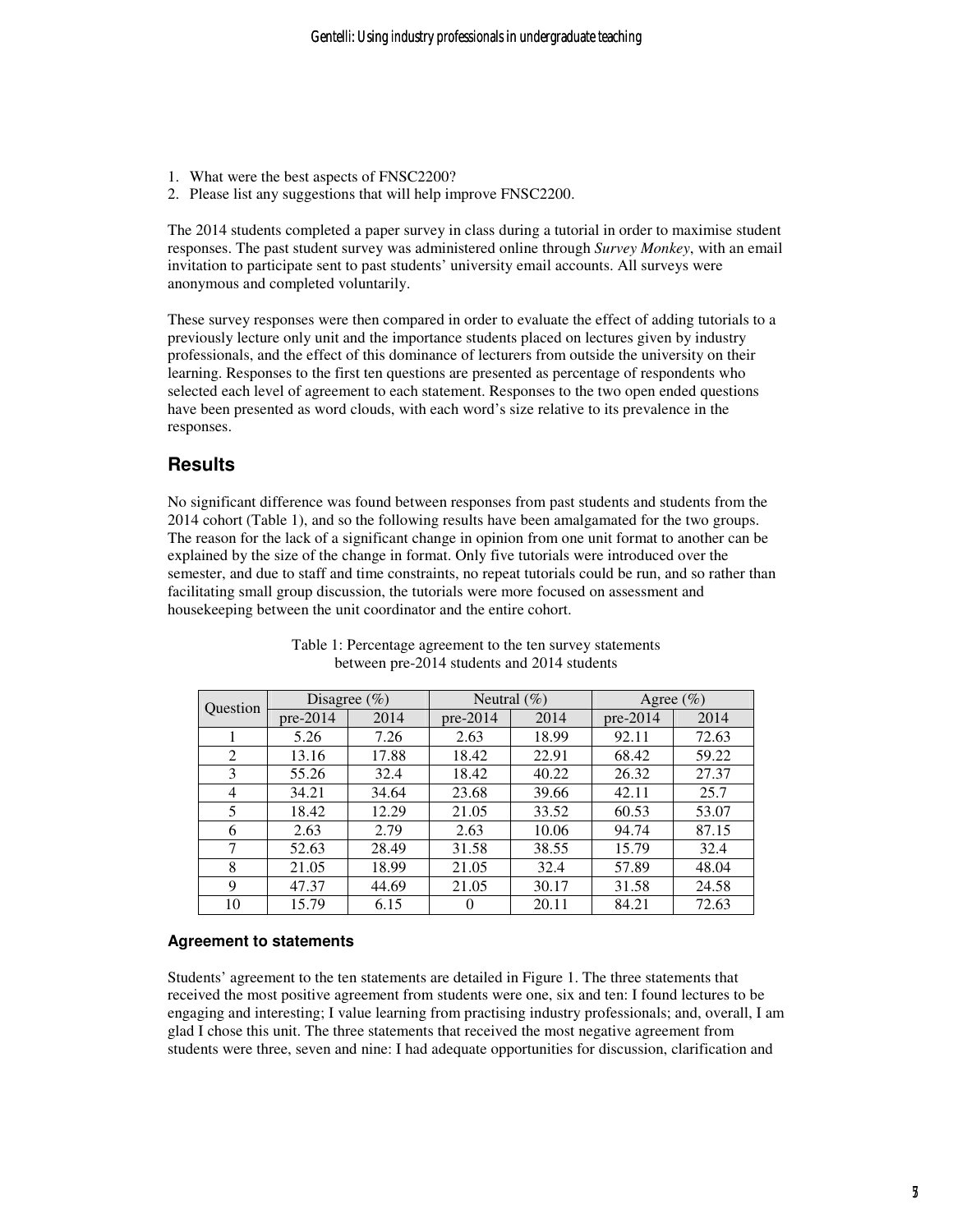1. What were the best aspects of FNSC2200?
2. Please list any suggestions that will help improve FNSC2200.

The 2014 students completed a paper survey in class during a tutorial in order to maximise student responses. The past student survey was administered online through *Survey Monkey*, with an email invitation to participate sent to past students' university email accounts. All surveys were anonymous and completed voluntarily.

These survey responses were then compared in order to evaluate the effect of adding tutorials to a previously lecture only unit and the importance students placed on lectures given by industry professionals, and the effect of this dominance of lecturers from outside the university on their learning. Responses to the first ten questions are presented as percentage of respondents who selected each level of agreement to each statement. Responses to the two open ended questions have been presented as word clouds, with each word's size relative to its prevalence in the responses.

## Results

No significant difference was found between responses from past students and students from the 2014 cohort (Table 1), and so the following results have been amalgamated for the two groups. The reason for the lack of a significant change in opinion from one unit format to another can be explained by the size of the change in format. Only five tutorials were introduced over the semester, and due to staff and time constraints, no repeat tutorials could be run, and so rather than facilitating small group discussion, the tutorials were more focused on assessment and housekeeping between the unit coordinator and the entire cohort.

Table 1: Percentage agreement to the ten survey statements between pre-2014 students and 2014 students

| Question | Disagree (%) | | Neutral (%) | | Agree (%) | |
|---|---|---|---|---|---|---|
| | pre-2014 | 2014 | pre-2014 | 2014 | pre-2014 | 2014 |
| 1 | 5.26 | 7.26 | 2.63 | 18.99 | 92.11 | 72.63 |
| 2 | 13.16 | 17.88 | 18.42 | 22.91 | 68.42 | 59.22 |
| 3 | 55.26 | 32.4 | 18.42 | 40.22 | 26.32 | 27.37 |
| 4 | 34.21 | 34.64 | 23.68 | 39.66 | 42.11 | 25.7 |
| 5 | 18.42 | 12.29 | 21.05 | 33.52 | 60.53 | 53.07 |
| 6 | 2.63 | 2.79 | 2.63 | 10.06 | 94.74 | 87.15 |
| 7 | 52.63 | 28.49 | 31.58 | 38.55 | 15.79 | 32.4 |
| 8 | 21.05 | 18.99 | 21.05 | 32.4 | 57.89 | 48.04 |
| 9 | 47.37 | 44.69 | 21.05 | 30.17 | 31.58 | 24.58 |
| 10 | 15.79 | 6.15 | 0 | 20.11 | 84.21 | 72.63 |

### Agreement to statements

Students' agreement to the ten statements are detailed in Figure 1. The three statements that received the most positive agreement from students were one, six and ten: I found lectures to be engaging and interesting; I value learning from practising industry professionals; and, overall, I am glad I chose this unit. The three statements that received the most negative agreement from students were three, seven and nine: I had adequate opportunities for discussion, clarification and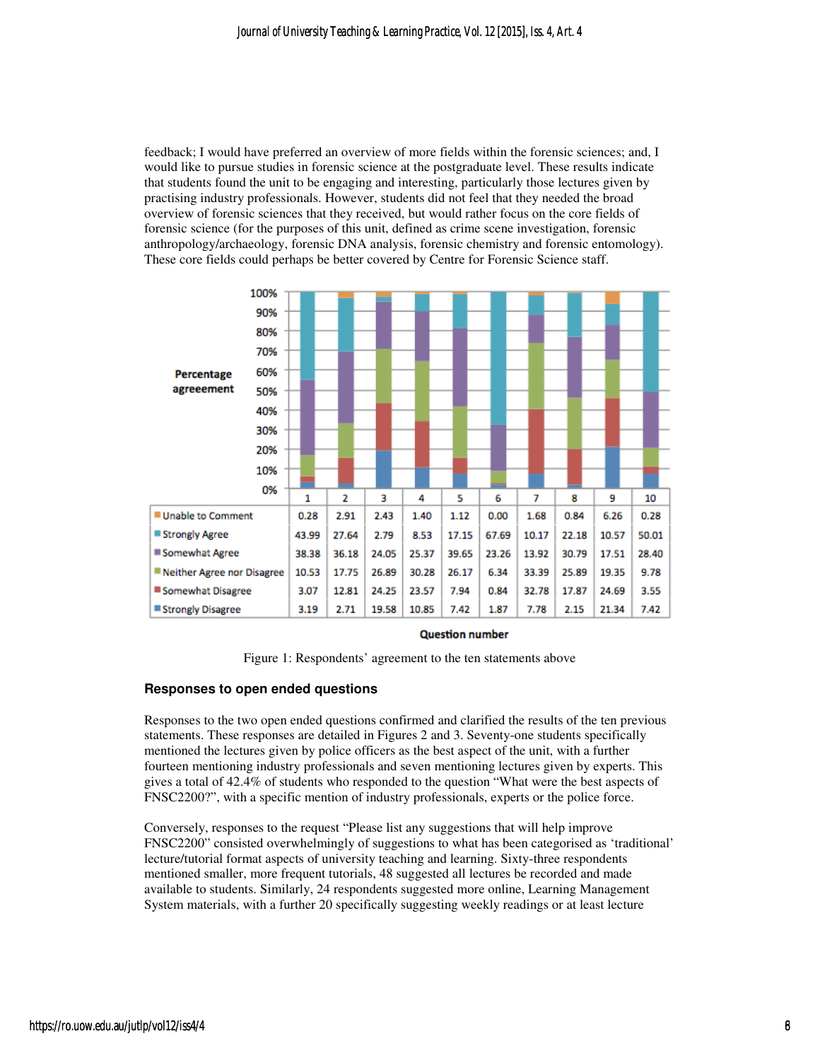feedback; I would have preferred an overview of more fields within the forensic sciences; and, I would like to pursue studies in forensic science at the postgraduate level. These results indicate that students found the unit to be engaging and interesting, particularly those lectures given by practising industry professionals. However, students did not feel that they needed the broad overview of forensic sciences that they received, but would rather focus on the core fields of forensic science (for the purposes of this unit, defined as crime scene investigation, forensic anthropology/archaeology, forensic DNA analysis, forensic chemistry and forensic entomology). These core fields could perhaps be better covered by Centre for Forensic Science staff.

| Question number | 1 | 2 | 3 | 4 | 5 | 6 | 7 | 8 | 9 | 10 |
|---|---|---|---|---|---|---|---|---|---|---|
| Unable to Comment | 0.28 | 2.91 | 2.43 | 1.40 | 1.12 | 0.00 | 1.68 | 0.84 | 6.26 | 0.28 |
| Strongly Agree | 43.99 | 27.64 | 2.79 | 8.53 | 17.15 | 67.69 | 10.17 | 22.18 | 10.57 | 50.01 |
| Somewhat Agree | 38.38 | 36.18 | 24.05 | 25.37 | 39.65 | 23.26 | 13.92 | 30.79 | 17.51 | 28.40 |
| Neither Agree nor Disagree | 10.53 | 17.75 | 26.89 | 30.28 | 26.17 | 6.34 | 33.39 | 25.89 | 19.35 | 9.78 |
| Somewhat Disagree | 3.07 | 12.81 | 24.25 | 23.57 | 7.94 | 0.84 | 32.78 | 17.87 | 24.69 | 3.55 |
| Strongly Disagree | 3.19 | 2.71 | 19.58 | 10.85 | 7.42 | 1.87 | 7.78 | 2.15 | 21.34 | 7.42 |

Figure 1: Respondents' agreement to the ten statements above

## Responses to open ended questions

Responses to the two open ended questions confirmed and clarified the results of the ten previous statements. These responses are detailed in Figures 2 and 3. Seventy-one students specifically mentioned the lectures given by police officers as the best aspect of the unit, with a further fourteen mentioning industry professionals and seven mentioning lectures given by experts. This gives a total of 42.4% of students who responded to the question "What were the best aspects of FNSC2200?", with a specific mention of industry professionals, experts or the police force.

Conversely, responses to the request "Please list any suggestions that will help improve FNSC2200" consisted overwhelmingly of suggestions to what has been categorised as 'traditional' lecture/tutorial format aspects of university teaching and learning. Sixty-three respondents mentioned smaller, more frequent tutorials, 48 suggested all lectures be recorded and made available to students. Similarly, 24 respondents suggested more online, Learning Management System materials, with a further 20 specifically suggesting weekly readings or at least lecture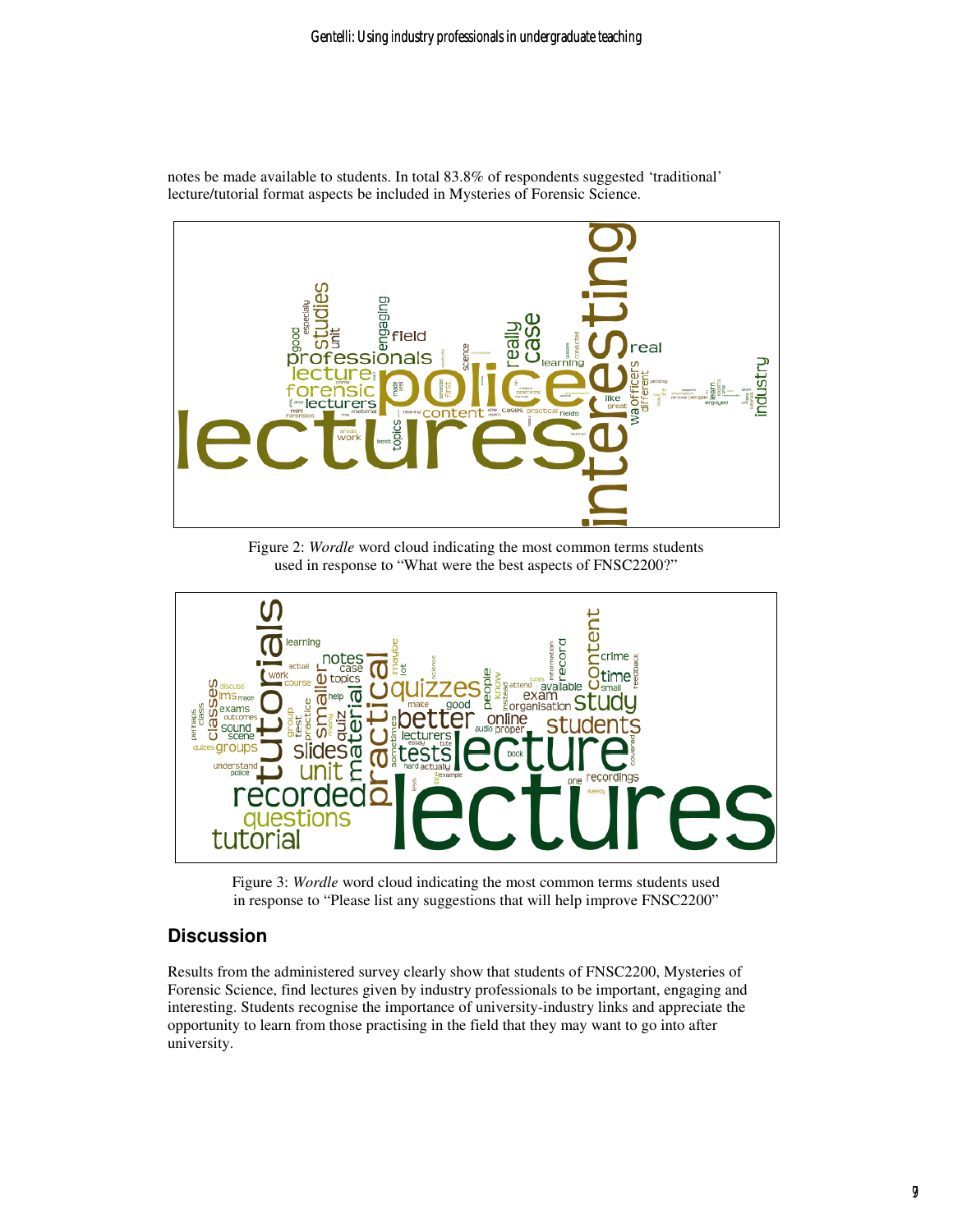notes be made available to students. In total 83.8% of respondents suggested 'traditional' lecture/tutorial format aspects be included in Mysteries of Forensic Science.

Figure 2: *Wordle* word cloud indicating the most common terms students used in response to "What were the best aspects of FNSC2200?"

Figure 3: *Wordle* word cloud indicating the most common terms students used in response to "Please list any suggestions that will help improve FNSC2200"

## Discussion

Results from the administered survey clearly show that students of FNSC2200, Mysteries of Forensic Science, find lectures given by industry professionals to be important, engaging and interesting. Students recognise the importance of university-industry links and appreciate the opportunity to learn from those practising in the field that they may want to go into after university.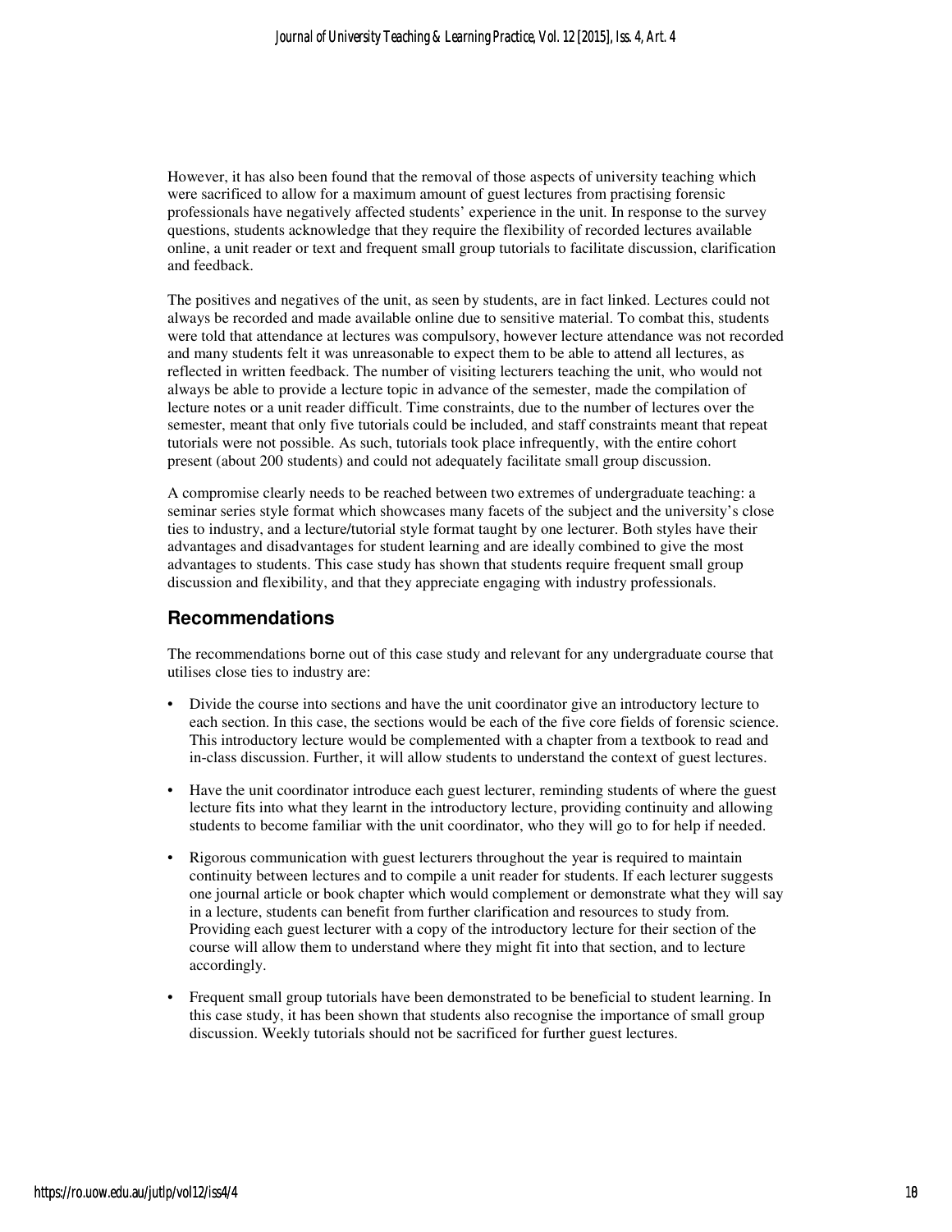However, it has also been found that the removal of those aspects of university teaching which were sacrificed to allow for a maximum amount of guest lectures from practising forensic professionals have negatively affected students' experience in the unit. In response to the survey questions, students acknowledge that they require the flexibility of recorded lectures available online, a unit reader or text and frequent small group tutorials to facilitate discussion, clarification and feedback.

The positives and negatives of the unit, as seen by students, are in fact linked. Lectures could not always be recorded and made available online due to sensitive material. To combat this, students were told that attendance at lectures was compulsory, however lecture attendance was not recorded and many students felt it was unreasonable to expect them to be able to attend all lectures, as reflected in written feedback. The number of visiting lecturers teaching the unit, who would not always be able to provide a lecture topic in advance of the semester, made the compilation of lecture notes or a unit reader difficult. Time constraints, due to the number of lectures over the semester, meant that only five tutorials could be included, and staff constraints meant that repeat tutorials were not possible. As such, tutorials took place infrequently, with the entire cohort present (about 200 students) and could not adequately facilitate small group discussion.

A compromise clearly needs to be reached between two extremes of undergraduate teaching: a seminar series style format which showcases many facets of the subject and the university's close ties to industry, and a lecture/tutorial style format taught by one lecturer. Both styles have their advantages and disadvantages for student learning and are ideally combined to give the most advantages to students. This case study has shown that students require frequent small group discussion and flexibility, and that they appreciate engaging with industry professionals.

## Recommendations

The recommendations borne out of this case study and relevant for any undergraduate course that utilises close ties to industry are:

- Divide the course into sections and have the unit coordinator give an introductory lecture to each section. In this case, the sections would be each of the five core fields of forensic science. This introductory lecture would be complemented with a chapter from a textbook to read and in-class discussion. Further, it will allow students to understand the context of guest lectures.
- Have the unit coordinator introduce each guest lecturer, reminding students of where the guest lecture fits into what they learnt in the introductory lecture, providing continuity and allowing students to become familiar with the unit coordinator, who they will go to for help if needed.
- Rigorous communication with guest lecturers throughout the year is required to maintain continuity between lectures and to compile a unit reader for students. If each lecturer suggests one journal article or book chapter which would complement or demonstrate what they will say in a lecture, students can benefit from further clarification and resources to study from. Providing each guest lecturer with a copy of the introductory lecture for their section of the course will allow them to understand where they might fit into that section, and to lecture accordingly.
- Frequent small group tutorials have been demonstrated to be beneficial to student learning. In this case study, it has been shown that students also recognise the importance of small group discussion. Weekly tutorials should not be sacrificed for further guest lectures.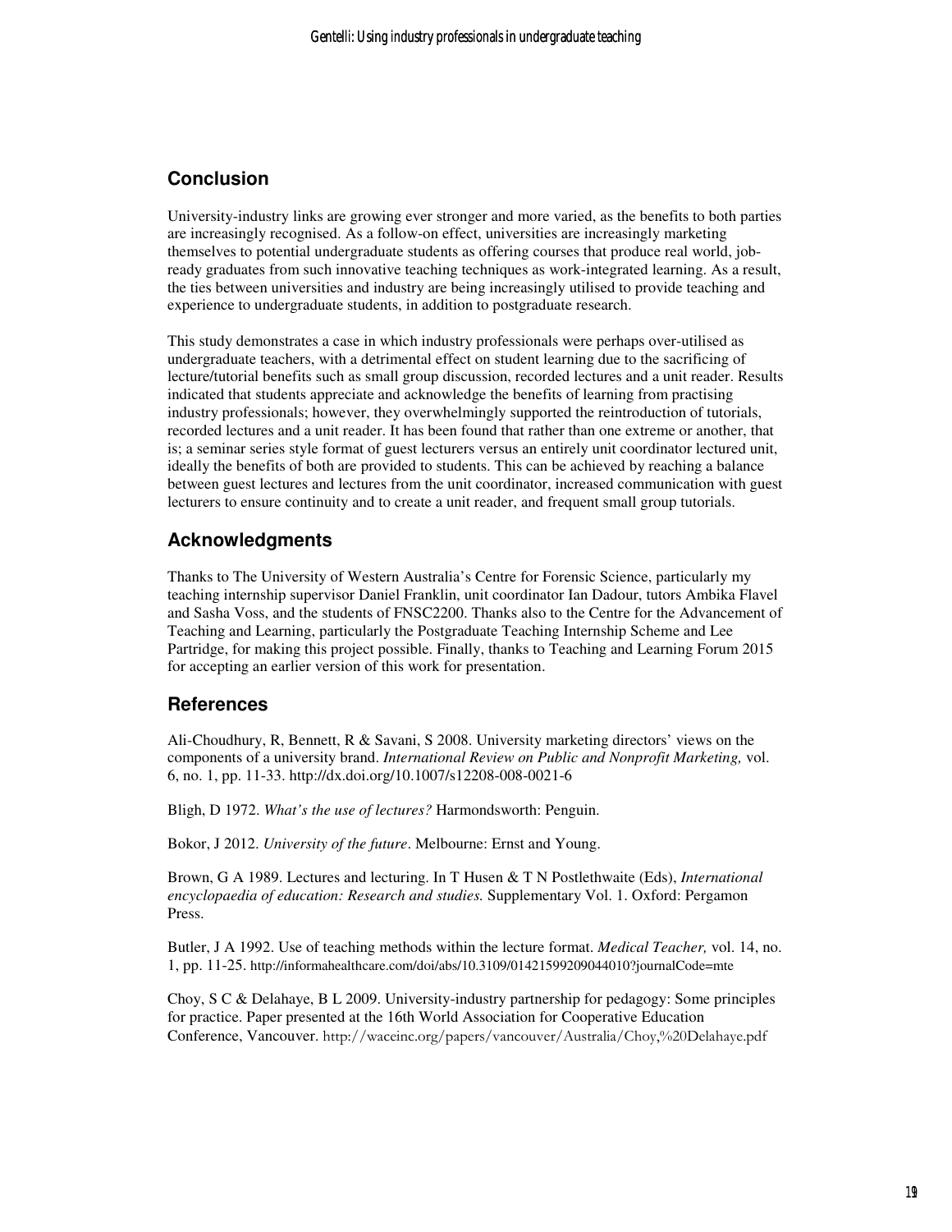## Conclusion

University-industry links are growing ever stronger and more varied, as the benefits to both parties are increasingly recognised. As a follow-on effect, universities are increasingly marketing themselves to potential undergraduate students as offering courses that produce real world, job-ready graduates from such innovative teaching techniques as work-integrated learning. As a result, the ties between universities and industry are being increasingly utilised to provide teaching and experience to undergraduate students, in addition to postgraduate research.

This study demonstrates a case in which industry professionals were perhaps over-utilised as undergraduate teachers, with a detrimental effect on student learning due to the sacrificing of lecture/tutorial benefits such as small group discussion, recorded lectures and a unit reader. Results indicated that students appreciate and acknowledge the benefits of learning from practising industry professionals; however, they overwhelmingly supported the reintroduction of tutorials, recorded lectures and a unit reader. It has been found that rather than one extreme or another, that is; a seminar series style format of guest lecturers versus an entirely unit coordinator lectured unit, ideally the benefits of both are provided to students. This can be achieved by reaching a balance between guest lectures and lectures from the unit coordinator, increased communication with guest lecturers to ensure continuity and to create a unit reader, and frequent small group tutorials.

## Acknowledgments

Thanks to The University of Western Australia's Centre for Forensic Science, particularly my teaching internship supervisor Daniel Franklin, unit coordinator Ian Dadour, tutors Ambika Flavel and Sasha Voss, and the students of FNSC2200. Thanks also to the Centre for the Advancement of Teaching and Learning, particularly the Postgraduate Teaching Internship Scheme and Lee Partridge, for making this project possible. Finally, thanks to Teaching and Learning Forum 2015 for accepting an earlier version of this work for presentation.

## References

Ali-Choudhury, R, Bennett, R & Savani, S 2008. University marketing directors' views on the components of a university brand. *International Review on Public and Nonprofit Marketing,* vol. 6, no. 1, pp. 11-33. http://dx.doi.org/10.1007/s12208-008-0021-6

Bligh, D 1972. *What's the use of lectures?* Harmondsworth: Penguin.

Bokor, J 2012. *University of the future*. Melbourne: Ernst and Young.

Brown, G A 1989. Lectures and lecturing. In T Husen & T N Postlethwaite (Eds), *International encyclopaedia of education: Research and studies.* Supplementary Vol. 1. Oxford: Pergamon Press.

Butler, J A 1992. Use of teaching methods within the lecture format. *Medical Teacher,* vol. 14, no. 1, pp. 11-25. http://informahealthcare.com/doi/abs/10.3109/01421599209044010?journalCode=mte

Choy, S C & Delahaye, B L 2009. University-industry partnership for pedagogy: Some principles for practice. Paper presented at the 16th World Association for Cooperative Education Conference, Vancouver. http://waceinc.org/papers/vancouver/Australia/Choy,%20Delahaye.pdf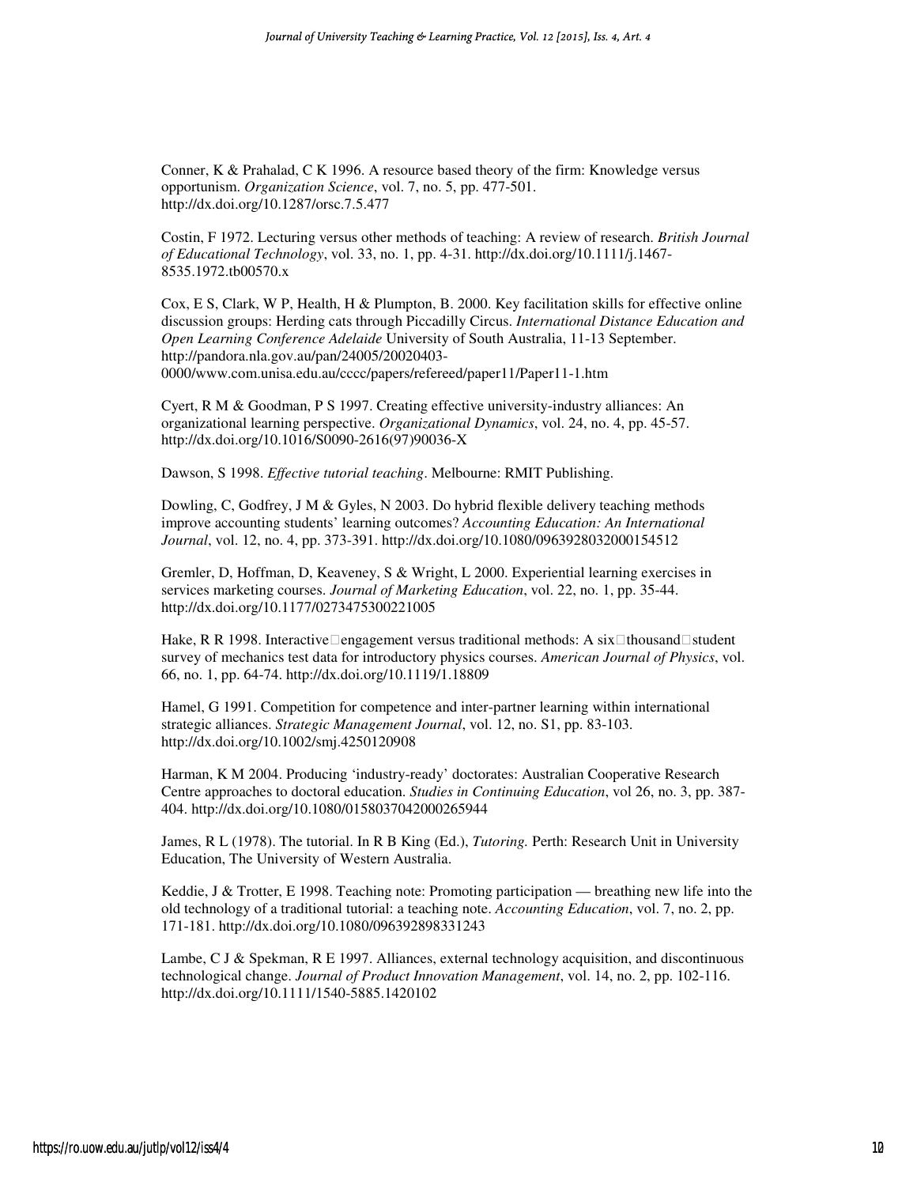Conner, K & Prahalad, C K 1996. A resource based theory of the firm: Knowledge versus opportunism. *Organization Science*, vol. 7, no. 5, pp. 477-501. http://dx.doi.org/10.1287/orsc.7.5.477

Costin, F 1972. Lecturing versus other methods of teaching: A review of research. *British Journal of Educational Technology*, vol. 33, no. 1, pp. 4-31. http://dx.doi.org/10.1111/j.1467-8535.1972.tb00570.x

Cox, E S, Clark, W P, Health, H & Plumpton, B. 2000. Key facilitation skills for effective online discussion groups: Herding cats through Piccadilly Circus. *International Distance Education and Open Learning Conference Adelaide* University of South Australia, 11-13 September. http://pandora.nla.gov.au/pan/24005/20020403-0000/www.com.unisa.edu.au/cccc/papers/refereed/paper11/Paper11-1.htm

Cyert, R M & Goodman, P S 1997. Creating effective university-industry alliances: An organizational learning perspective. *Organizational Dynamics*, vol. 24, no. 4, pp. 45-57. http://dx.doi.org/10.1016/S0090-2616(97)90036-X

Dawson, S 1998. *Effective tutorial teaching*. Melbourne: RMIT Publishing.

Dowling, C, Godfrey, J M & Gyles, N 2003. Do hybrid flexible delivery teaching methods improve accounting students' learning outcomes? *Accounting Education: An International Journal*, vol. 12, no. 4, pp. 373-391. http://dx.doi.org/10.1080/0963928032000154512

Gremler, D, Hoffman, D, Keaveney, S & Wright, L 2000. Experiential learning exercises in services marketing courses. *Journal of Marketing Education*, vol. 22, no. 1, pp. 35-44. http://dx.doi.org/10.1177/0273475300221005

Hake, R R 1998. Interactive□engagement versus traditional methods: A six□thousand□student survey of mechanics test data for introductory physics courses. *American Journal of Physics*, vol. 66, no. 1, pp. 64-74. http://dx.doi.org/10.1119/1.18809

Hamel, G 1991. Competition for competence and inter-partner learning within international strategic alliances. *Strategic Management Journal*, vol. 12, no. S1, pp. 83-103. http://dx.doi.org/10.1002/smj.4250120908

Harman, K M 2004. Producing 'industry-ready' doctorates: Australian Cooperative Research Centre approaches to doctoral education. *Studies in Continuing Education*, vol 26, no. 3, pp. 387-404. http://dx.doi.org/10.1080/0158037042000265944

James, R L (1978). The tutorial. In R B King (Ed.), *Tutoring.* Perth: Research Unit in University Education, The University of Western Australia.

Keddie, J & Trotter, E 1998. Teaching note: Promoting participation — breathing new life into the old technology of a traditional tutorial: a teaching note. *Accounting Education*, vol. 7, no. 2, pp. 171-181. http://dx.doi.org/10.1080/096392898331243

Lambe, C J & Spekman, R E 1997. Alliances, external technology acquisition, and discontinuous technological change. *Journal of Product Innovation Management*, vol. 14, no. 2, pp. 102-116. http://dx.doi.org/10.1111/1540-5885.1420102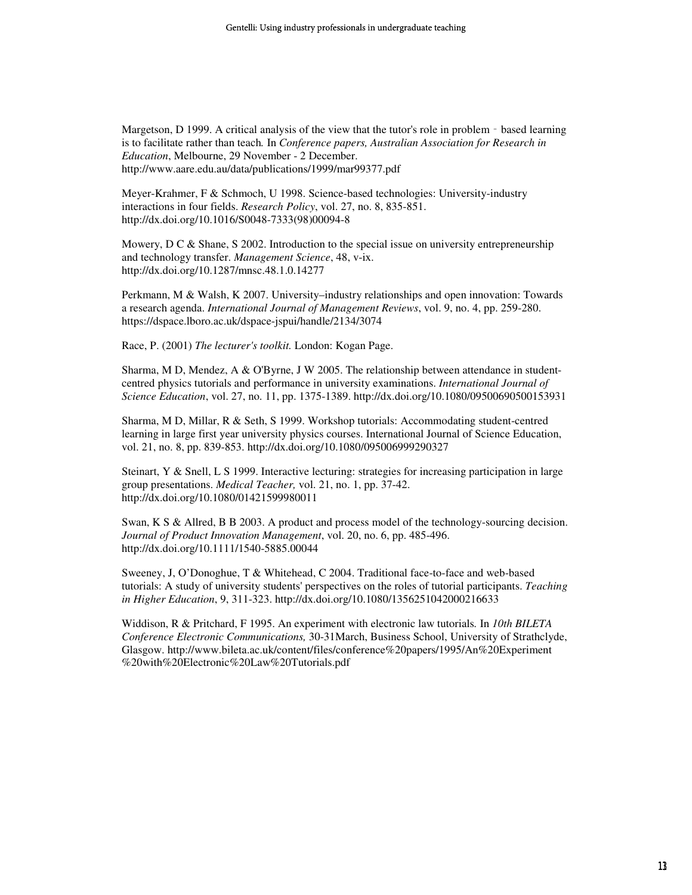Margetson, D 1999. A critical analysis of the view that the tutor's role in problem‐based learning is to facilitate rather than teach. In *Conference papers, Australian Association for Research in Education*, Melbourne, 29 November - 2 December. http://www.aare.edu.au/data/publications/1999/mar99377.pdf

Meyer-Krahmer, F & Schmoch, U 1998. Science-based technologies: University-industry interactions in four fields. *Research Policy*, vol. 27, no. 8, 835-851. http://dx.doi.org/10.1016/S0048-7333(98)00094-8

Mowery, D C & Shane, S 2002. Introduction to the special issue on university entrepreneurship and technology transfer. *Management Science*, 48, v-ix. http://dx.doi.org/10.1287/mnsc.48.1.0.14277

Perkmann, M & Walsh, K 2007. University–industry relationships and open innovation: Towards a research agenda. *International Journal of Management Reviews*, vol. 9, no. 4, pp. 259-280. https://dspace.lboro.ac.uk/dspace-jspui/handle/2134/3074

Race, P. (2001) *The lecturer's toolkit.* London: Kogan Page.

Sharma, M D, Mendez, A & O'Byrne, J W 2005. The relationship between attendance in student-centred physics tutorials and performance in university examinations. *International Journal of Science Education*, vol. 27, no. 11, pp. 1375-1389. http://dx.doi.org/10.1080/09500690500153931

Sharma, M D, Millar, R & Seth, S 1999. Workshop tutorials: Accommodating student-centred learning in large first year university physics courses. International Journal of Science Education, vol. 21, no. 8, pp. 839-853. http://dx.doi.org/10.1080/095006999290327

Steinart, Y & Snell, L S 1999. Interactive lecturing: strategies for increasing participation in large group presentations. *Medical Teacher,* vol. 21, no. 1, pp. 37-42. http://dx.doi.org/10.1080/01421599980011

Swan, K S & Allred, B B 2003. A product and process model of the technology-sourcing decision. *Journal of Product Innovation Management*, vol. 20, no. 6, pp. 485-496. http://dx.doi.org/10.1111/1540-5885.00044

Sweeney, J, O'Donoghue, T & Whitehead, C 2004. Traditional face-to-face and web-based tutorials: A study of university students' perspectives on the roles of tutorial participants. *Teaching in Higher Education*, 9, 311-323. http://dx.doi.org/10.1080/1356251042000216633

Widdison, R & Pritchard, F 1995. An experiment with electronic law tutorials. In *10th BILETA Conference Electronic Communications,* 30-31March, Business School, University of Strathclyde, Glasgow. http://www.bileta.ac.uk/content/files/conference%20papers/1995/An%20Experiment%20with%20Electronic%20Law%20Tutorials.pdf